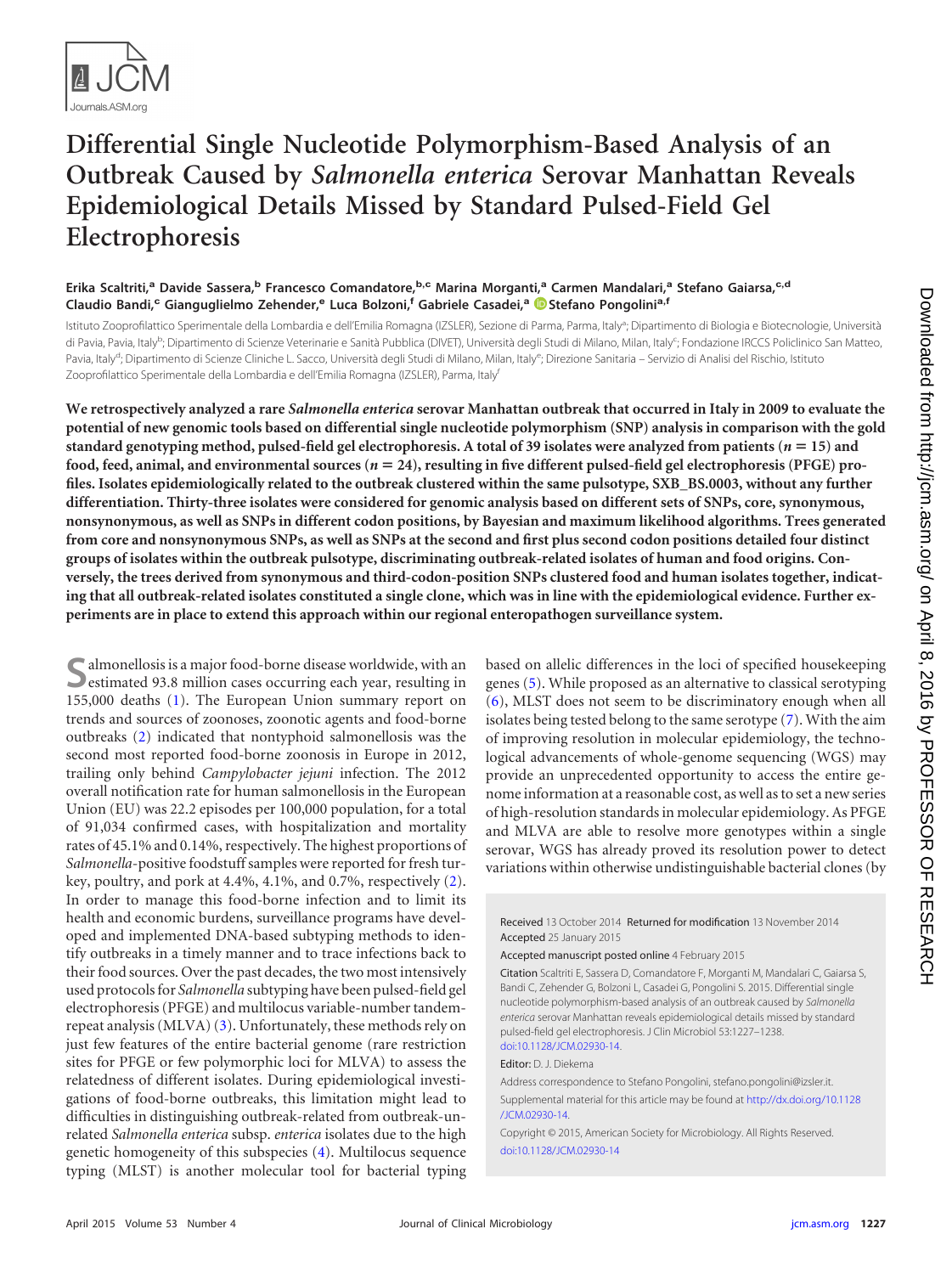# Differential Single Nucleotide Polymorphism-Based Analysis of an Outbreak Caused by *Salmonella enterica* Serovar Manhattan Reveals Epidemiological Details Missed by Standard Pulsed-Field Gel Electrophoresis

**Erika Scaltriti,[a] Davide Sassera,[b] Francesco Comandatore,[b,c] Marina Morganti,[a] Carmen Mandalari,[a] Stefano Gaiarsa,[c,d] Claudio Bandi,[c] Gianguglielmo Zehender,[e] Luca Bolzoni,[f] Gabriele Casadei,[a] Stefano Pongolini[a,f]**

Istituto Zooprofilattico Sperimentale della Lombardia e dell'Emilia Romagna (IZSLER), Sezione di Parma, Parma, Italy[a]; Dipartimento di Biologia e Biotecnologie, Università di Pavia, Pavia, Italy[b]; Dipartimento di Scienze Veterinarie e Sanità Pubblica (DIVET), Università degli Studi di Milano, Milan, Italy[c]; Fondazione IRCCS Policlinico San Matteo, Pavia, Italy[d]; Dipartimento di Scienze Cliniche L. Sacco, Università degli Studi di Milano, Milan, Italy[e]; Direzione Sanitaria – Servizio di Analisi del Rischio, Istituto Zooprofilattico Sperimentale della Lombardia e dell'Emilia Romagna (IZSLER), Parma, Italy[f]

**We retrospectively analyzed a rare *Salmonella enterica* serovar Manhattan outbreak that occurred in Italy in 2009 to evaluate the potential of new genomic tools based on differential single nucleotide polymorphism (SNP) analysis in comparison with the gold standard genotyping method, pulsed-field gel electrophoresis. A total of 39 isolates were analyzed from patients ($n = 15$) and food, feed, animal, and environmental sources ($n = 24$), resulting in five different pulsed-field gel electrophoresis (PFGE) profiles. Isolates epidemiologically related to the outbreak clustered within the same pulsotype, SXB_BS.0003, without any further differentiation. Thirty-three isolates were considered for genomic analysis based on different sets of SNPs, core, synonymous, nonsynonymous, as well as SNPs in different codon positions, by Bayesian and maximum likelihood algorithms. Trees generated from core and nonsynonymous SNPs, as well as SNPs at the second and first plus second codon positions detailed four distinct groups of isolates within the outbreak pulsotype, discriminating outbreak-related isolates of human and food origins. Conversely, the trees derived from synonymous and third-codon-position SNPs clustered food and human isolates together, indicating that all outbreak-related isolates constituted a single clone, which was in line with the epidemiological evidence. Further experiments are in place to extend this approach within our regional enteropathogen surveillance system.**

Salmonellosis is a major food-borne disease worldwide, with an estimated 93.8 million cases occurring each year, resulting in 155,000 deaths (1). The European Union summary report on trends and sources of zoonoses, zoonotic agents and food-borne outbreaks (2) indicated that nontyphoid salmonellosis was the second most reported food-borne zoonosis in Europe in 2012, trailing only behind *Campylobacter jejuni* infection. The 2012 overall notification rate for human salmonellosis in the European Union (EU) was 22.2 episodes per 100,000 population, for a total of 91,034 confirmed cases, with hospitalization and mortality rates of 45.1% and 0.14%, respectively. The highest proportions of *Salmonella*-positive foodstuff samples were reported for fresh turkey, poultry, and pork at 4.4%, 4.1%, and 0.7%, respectively (2). In order to manage this food-borne infection and to limit its health and economic burdens, surveillance programs have developed and implemented DNA-based subtyping methods to identify outbreaks in a timely manner and to trace infections back to their food sources. Over the past decades, the two most intensively used protocols for *Salmonella* subtyping have been pulsed-field gel electrophoresis (PFGE) and multilocus variable-number tandem-repeat analysis (MLVA) (3). Unfortunately, these methods rely on just few features of the entire bacterial genome (rare restriction sites for PFGE or few polymorphic loci for MLVA) to assess the relatedness of different isolates. During epidemiological investigations of food-borne outbreaks, this limitation might lead to difficulties in distinguishing outbreak-related from outbreak-unrelated *Salmonella enterica* subsp. *enterica* isolates due to the high genetic homogeneity of this subspecies (4). Multilocus sequence typing (MLST) is another molecular tool for bacterial typing based on allelic differences in the loci of specified housekeeping genes (5). While proposed as an alternative to classical serotyping (6), MLST does not seem to be discriminatory enough when all isolates being tested belong to the same serotype (7). With the aim of improving resolution in molecular epidemiology, the technological advancements of whole-genome sequencing (WGS) may provide an unprecedented opportunity to access the entire genome information at a reasonable cost, as well as to set a new series of high-resolution standards in molecular epidemiology. As PFGE and MLVA are able to resolve more genotypes within a single serovar, WGS has already proved its resolution power to detect variations within otherwise undistinguishable bacterial clones (by

Received 13 October 2014 Returned for modification 13 November 2014 Accepted 25 January 2015

Accepted manuscript posted online 4 February 2015

Citation Scaltriti E, Sassera D, Comandatore F, Morganti M, Mandalari C, Gaiarsa S, Bandi C, Zehender G, Bolzoni L, Casadei G, Pongolini S. 2015. Differential single nucleotide polymorphism-based analysis of an outbreak caused by *Salmonella enterica* serovar Manhattan reveals epidemiological details missed by standard pulsed-field gel electrophoresis. J Clin Microbiol 53:1227–1238. doi:10.1128/JCM.02930-14.

Editor: D. J. Diekema

Address correspondence to Stefano Pongolini, stefano.pongolini@izsler.it.

Supplemental material for this article may be found at http://dx.doi.org/10.1128/JCM.02930-14.

Copyright © 2015, American Society for Microbiology. All Rights Reserved.

doi:10.1128/JCM.02930-14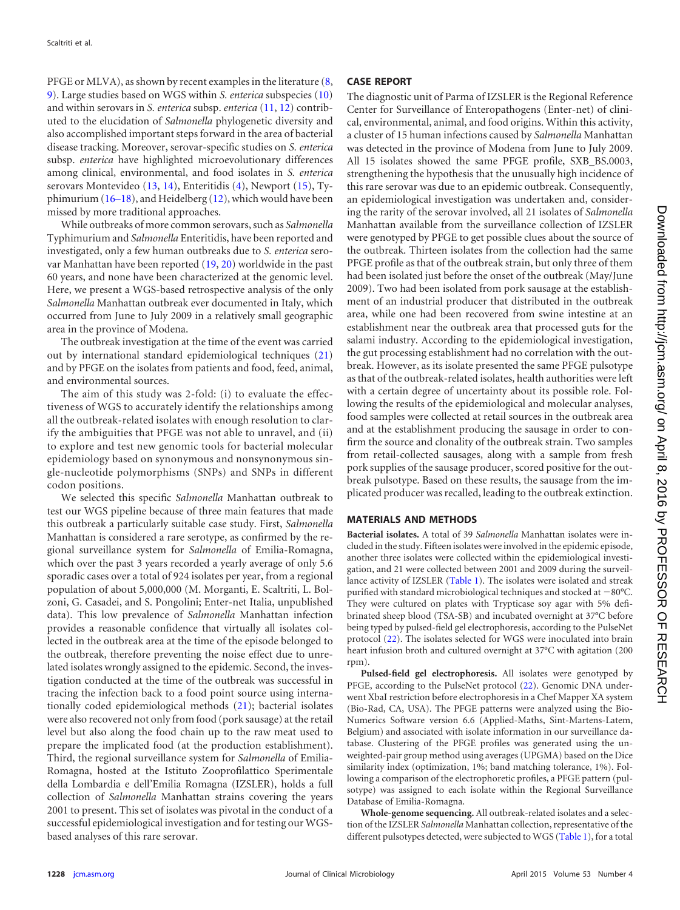PFGE or MLVA), as shown by recent examples in the literature (8, 9). Large studies based on WGS within *S. enterica* subspecies (10) and within serovars in *S. enterica* subsp. *enterica* (11, 12) contributed to the elucidation of *Salmonella* phylogenetic diversity and also accomplished important steps forward in the area of bacterial disease tracking. Moreover, serovar-specific studies on *S. enterica* subsp. *enterica* have highlighted microevolutionary differences among clinical, environmental, and food isolates in *S. enterica* serovars Montevideo (13, 14), Enteritidis (4), Newport (15), Typhimurium (16–18), and Heidelberg (12), which would have been missed by more traditional approaches.

While outbreaks of more common serovars, such as *Salmonella* Typhimurium and *Salmonella* Enteritidis, have been reported and investigated, only a few human outbreaks due to *S. enterica* serovar Manhattan have been reported (19, 20) worldwide in the past 60 years, and none have been characterized at the genomic level. Here, we present a WGS-based retrospective analysis of the only *Salmonella* Manhattan outbreak ever documented in Italy, which occurred from June to July 2009 in a relatively small geographic area in the province of Modena.

The outbreak investigation at the time of the event was carried out by international standard epidemiological techniques (21) and by PFGE on the isolates from patients and food, feed, animal, and environmental sources.

The aim of this study was 2-fold: (i) to evaluate the effectiveness of WGS to accurately identify the relationships among all the outbreak-related isolates with enough resolution to clarify the ambiguities that PFGE was not able to unravel, and (ii) to explore and test new genomic tools for bacterial molecular epidemiology based on synonymous and nonsynonymous single-nucleotide polymorphisms (SNPs) and SNPs in different codon positions.

We selected this specific *Salmonella* Manhattan outbreak to test our WGS pipeline because of three main features that made this outbreak a particularly suitable case study. First, *Salmonella* Manhattan is considered a rare serotype, as confirmed by the regional surveillance system for *Salmonella* of Emilia-Romagna, which over the past 3 years recorded a yearly average of only 5.6 sporadic cases over a total of 924 isolates per year, from a regional population of about 5,000,000 (M. Morganti, E. Scaltriti, L. Bolzoni, G. Casadei, and S. Pongolini; Enter-net Italia, unpublished data). This low prevalence of *Salmonella* Manhattan infection provides a reasonable confidence that virtually all isolates collected in the outbreak area at the time of the episode belonged to the outbreak, therefore preventing the noise effect due to unrelated isolates wrongly assigned to the epidemic. Second, the investigation conducted at the time of the outbreak was successful in tracing the infection back to a food point source using internationally coded epidemiological methods (21); bacterial isolates were also recovered not only from food (pork sausage) at the retail level but also along the food chain up to the raw meat used to prepare the implicated food (at the production establishment). Third, the regional surveillance system for *Salmonella* of Emilia-Romagna, hosted at the Istituto Zooprofilattico Sperimentale della Lombardia e dell'Emilia Romagna (IZSLER), holds a full collection of *Salmonella* Manhattan strains covering the years 2001 to present. This set of isolates was pivotal in the conduct of a successful epidemiological investigation and for testing our WGS-based analyses of this rare serovar.

## CASE REPORT

The diagnostic unit of Parma of IZSLER is the Regional Reference Center for Surveillance of Enteropathogens (Enter-net) of clinical, environmental, animal, and food origins. Within this activity, a cluster of 15 human infections caused by *Salmonella* Manhattan was detected in the province of Modena from June to July 2009. All 15 isolates showed the same PFGE profile, SXB_BS.0003, strengthening the hypothesis that the unusually high incidence of this rare serovar was due to an epidemic outbreak. Consequently, an epidemiological investigation was undertaken and, considering the rarity of the serovar involved, all 21 isolates of *Salmonella* Manhattan available from the surveillance collection of IZSLER were genotyped by PFGE to get possible clues about the source of the outbreak. Thirteen isolates from the collection had the same PFGE profile as that of the outbreak strain, but only three of them had been isolated just before the onset of the outbreak (May/June 2009). Two had been isolated from pork sausage at the establishment of an industrial producer that distributed in the outbreak area, while one had been recovered from swine intestine at an establishment near the outbreak area that processed guts for the salami industry. According to the epidemiological investigation, the gut processing establishment had no correlation with the outbreak. However, as its isolate presented the same PFGE pulsotype as that of the outbreak-related isolates, health authorities were left with a certain degree of uncertainty about its possible role. Following the results of the epidemiological and molecular analyses, food samples were collected at retail sources in the outbreak area and at the establishment producing the sausage in order to confirm the source and clonality of the outbreak strain. Two samples from retail-collected sausages, along with a sample from fresh pork supplies of the sausage producer, scored positive for the outbreak pulsotype. Based on these results, the sausage from the implicated producer was recalled, leading to the outbreak extinction.

## MATERIALS AND METHODS

**Bacterial isolates.** A total of 39 *Salmonella* Manhattan isolates were included in the study. Fifteen isolates were involved in the epidemic episode, another three isolates were collected within the epidemiological investigation, and 21 were collected between 2001 and 2009 during the surveillance activity of IZSLER (Table 1). The isolates were isolated and streak purified with standard microbiological techniques and stocked at −80°C. They were cultured on plates with Trypticase soy agar with 5% defibrinated sheep blood (TSA-SB) and incubated overnight at 37°C before being typed by pulsed-field gel electrophoresis, according to the PulseNet protocol (22). The isolates selected for WGS were inoculated into brain heart infusion broth and cultured overnight at 37°C with agitation (200 rpm).

**Pulsed-field gel electrophoresis.** All isolates were genotyped by PFGE, according to the PulseNet protocol (22). Genomic DNA underwent XbaI restriction before electrophoresis in a Chef Mapper XA system (Bio-Rad, CA, USA). The PFGE patterns were analyzed using the BioNumerics Software version 6.6 (Applied-Maths, Sint-Martens-Latem, Belgium) and associated with isolate information in our surveillance database. Clustering of the PFGE profiles was generated using the unweighted-pair group method using averages (UPGMA) based on the Dice similarity index (optimization, 1%; band matching tolerance, 1%). Following a comparison of the electrophoretic profiles, a PFGE pattern (pulsotype) was assigned to each isolate within the Regional Surveillance Database of Emilia-Romagna.

**Whole-genome sequencing.** All outbreak-related isolates and a selection of the IZSLER *Salmonella* Manhattan collection, representative of the different pulsotypes detected, were subjected to WGS (Table 1), for a total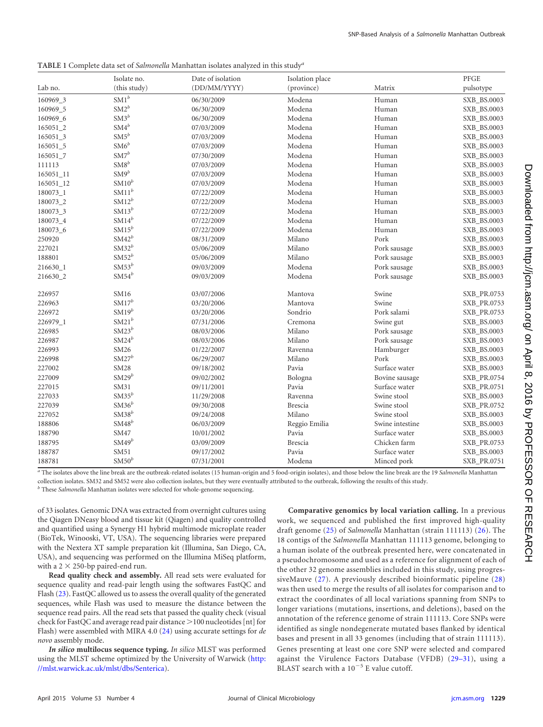**TABLE 1** Complete data set of *Salmonella* Manhattan isolates analyzed in this study[a]

| Lab no. | Isolate no. (this study) | Date of isolation (DD/MM/YYYY) | Isolation place (province) | Matrix | PFGE pulsotype |
|---|---|---|---|---|---|
| 160969_3 | SM1[b] | 06/30/2009 | Modena | Human | SXB_BS.0003 |
| 160969_5 | SM2[b] | 06/30/2009 | Modena | Human | SXB_BS.0003 |
| 160969_6 | SM3[b] | 06/30/2009 | Modena | Human | SXB_BS.0003 |
| 165051_2 | SM4[b] | 07/03/2009 | Modena | Human | SXB_BS.0003 |
| 165051_3 | SM5[b] | 07/03/2009 | Modena | Human | SXB_BS.0003 |
| 165051_5 | SM6[b] | 07/03/2009 | Modena | Human | SXB_BS.0003 |
| 165051_7 | SM7[b] | 07/30/2009 | Modena | Human | SXB_BS.0003 |
| 111113 | SM8[b] | 07/03/2009 | Modena | Human | SXB_BS.0003 |
| 165051_11 | SM9[b] | 07/03/2009 | Modena | Human | SXB_BS.0003 |
| 165051_12 | SM10[b] | 07/03/2009 | Modena | Human | SXB_BS.0003 |
| 180073_1 | SM11[b] | 07/22/2009 | Modena | Human | SXB_BS.0003 |
| 180073_2 | SM12[b] | 07/22/2009 | Modena | Human | SXB_BS.0003 |
| 180073_3 | SM13[b] | 07/22/2009 | Modena | Human | SXB_BS.0003 |
| 180073_4 | SM14[b] | 07/22/2009 | Modena | Human | SXB_BS.0003 |
| 180073_6 | SM15[b] | 07/22/2009 | Modena | Human | SXB_BS.0003 |
| 250920 | SM42[b] | 08/31/2009 | Milano | Pork | SXB_BS.0003 |
| 227021 | SM32[b] | 05/06/2009 | Milano | Pork sausage | SXB_BS.0003 |
| 188801 | SM52[b] | 05/06/2009 | Milano | Pork sausage | SXB_BS.0003 |
| 216630_1 | SM53[b] | 09/03/2009 | Modena | Pork sausage | SXB_BS.0003 |
| 216630_2 | SM54[b] | 09/03/2009 | Modena | Pork sausage | SXB_BS.0003 |
| 226957 | SM16 | 03/07/2006 | Mantova | Swine | SXB_PR.0753 |
| 226963 | SM17[b] | 03/20/2006 | Mantova | Swine | SXB_PR.0753 |
| 226972 | SM19[b] | 03/20/2006 | Sondrio | Pork salami | SXB_PR.0753 |
| 226979_1 | SM21[b] | 07/31/2006 | Cremona | Swine gut | SXB_BS.0003 |
| 226985 | SM23[b] | 08/03/2006 | Milano | Pork sausage | SXB_BS.0003 |
| 226987 | SM24[b] | 08/03/2006 | Milano | Pork sausage | SXB_BS.0003 |
| 226993 | SM26 | 01/22/2007 | Ravenna | Hamburger | SXB_BS.0003 |
| 226998 | SM27[b] | 06/29/2007 | Milano | Pork | SXB_BS.0003 |
| 227002 | SM28 | 09/18/2002 | Pavia | Surface water | SXB_BS.0003 |
| 227009 | SM29[b] | 09/02/2002 | Bologna | Bovine sausage | SXB_PR.0754 |
| 227015 | SM31 | 09/11/2001 | Pavia | Surface water | SXB_PR.0751 |
| 227033 | SM35[b] | 11/29/2008 | Ravenna | Swine stool | SXB_BS.0003 |
| 227039 | SM36[b] | 09/30/2008 | Brescia | Swine stool | SXB_PR.0752 |
| 227052 | SM38[b] | 09/24/2008 | Milano | Swine stool | SXB_BS.0003 |
| 188806 | SM48[b] | 06/03/2009 | Reggio Emilia | Swine intestine | SXB_BS.0003 |
| 188790 | SM47 | 10/01/2002 | Pavia | Surface water | SXB_BS.0003 |
| 188795 | SM49[b] | 03/09/2009 | Brescia | Chicken farm | SXB_PR.0753 |
| 188787 | SM51 | 09/17/2002 | Pavia | Surface water | SXB_BS.0003 |
| 188781 | SM50[b] | 07/31/2001 | Modena | Minced pork | SXB_PR.0751 |

[a] The isolates above the line break are the outbreak-related isolates (15 human-origin and 5 food-origin isolates), and those below the line break are the 19 *Salmonella* Manhattan collection isolates. SM32 and SM52 were also collection isolates, but they were eventually attributed to the outbreak, following the results of this study.

[b] These *Salmonella* Manhattan isolates were selected for whole-genome sequencing.

of 33 isolates. Genomic DNA was extracted from overnight cultures using the Qiagen DNeasy blood and tissue kit (Qiagen) and quality controlled and quantified using a Synergy H1 hybrid multimode microplate reader (BioTek, Winooski, VT, USA). The sequencing libraries were prepared with the Nextera XT sample preparation kit (Illumina, San Diego, CA, USA), and sequencing was performed on the Illumina MiSeq platform, with a 2 × 250-bp paired-end run.

**Read quality check and assembly.** All read sets were evaluated for sequence quality and read-pair length using the softwares FastQC and Flash (23). FastQC allowed us to assess the overall quality of the generated sequences, while Flash was used to measure the distance between the sequence read pairs. All the read sets that passed the quality check (visual check for FastQC and average read pair distance >100 nucleotides [nt] for Flash) were assembled with MIRA 4.0 (24) using accurate settings for *de novo* assembly mode.

***In silico* multilocus sequence typing.** *In silico* MLST was performed using the MLST scheme optimized by the University of Warwick (http://mlst.warwick.ac.uk/mlst/dbs/Senterica).

**Comparative genomics by local variation calling.** In a previous work, we sequenced and published the first improved high-quality draft genome (25) of *Salmonella* Manhattan (strain 111113) (26). The 18 contigs of the *Salmonella* Manhattan 111113 genome, belonging to a human isolate of the outbreak presented here, were concatenated in a pseudochromosome and used as a reference for alignment of each of the other 32 genome assemblies included in this study, using progressiveMauve (27). A previously described bioinformatic pipeline (28) was then used to merge the results of all isolates for comparison and to extract the coordinates of all local variations spanning from SNPs to longer variations (mutations, insertions, and deletions), based on the annotation of the reference genome of strain 111113. Core SNPs were identified as single nondegenerate mutated bases flanked by identical bases and present in all 33 genomes (including that of strain 111113). Genes presenting at least one core SNP were selected and compared against the Virulence Factors Database (VFDB) (29–31), using a BLAST search with a $10^{-5}$ E value cutoff.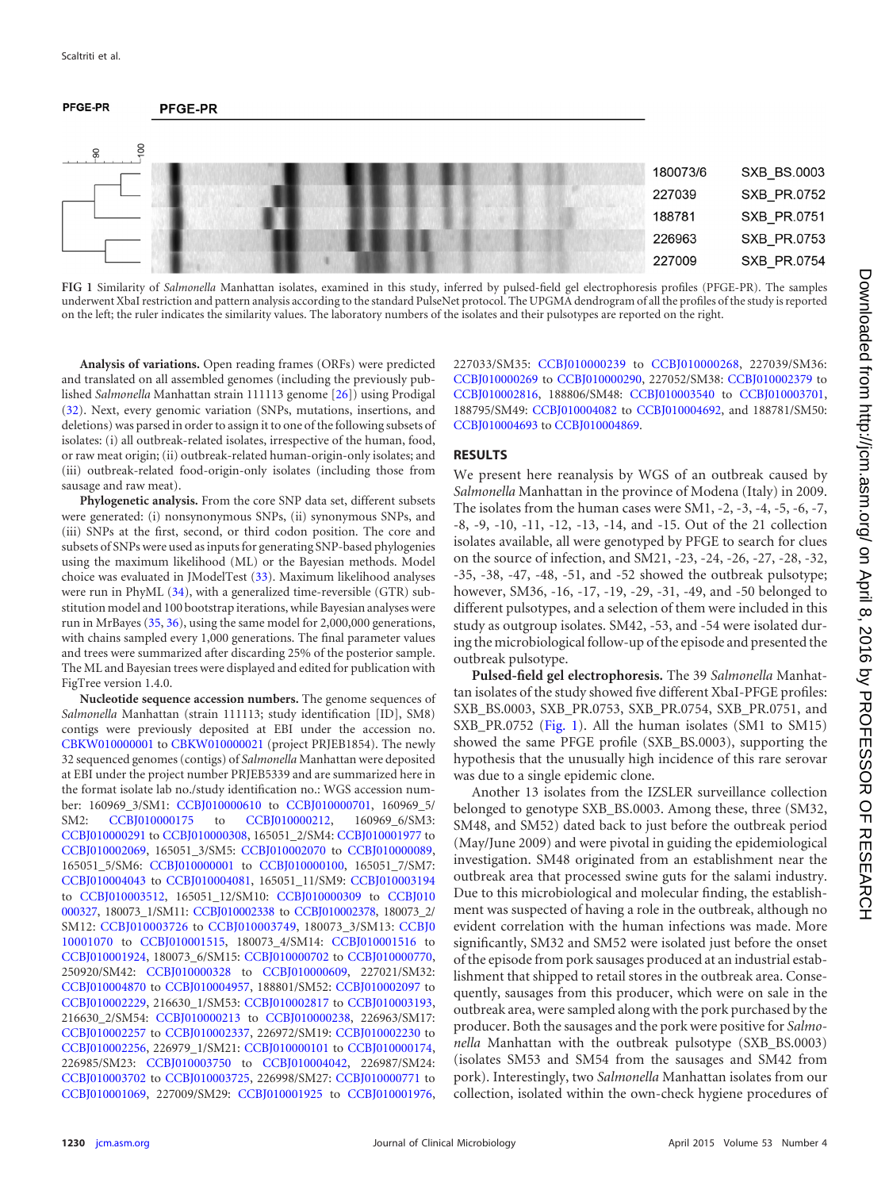PFGE-PR

| | PFGE-PR | |
|---|---|---|
| | 180073/6 | SXB_BS.0003 |
| | 227039 | SXB_PR.0752 |
| | 188781 | SXB_PR.0751 |
| | 226963 | SXB_PR.0753 |
| | 227009 | SXB_PR.0754 |

**FIG 1** Similarity of *Salmonella* Manhattan isolates, examined in this study, inferred by pulsed-field gel electrophoresis profiles (PFGE-PR). The samples underwent XbaI restriction and pattern analysis according to the standard PulseNet protocol. The UPGMA dendrogram of all the profiles of the study is reported on the left; the ruler indicates the similarity values. The laboratory numbers of the isolates and their pulsotypes are reported on the right.

**Analysis of variations.** Open reading frames (ORFs) were predicted and translated on all assembled genomes (including the previously published *Salmonella* Manhattan strain 111113 genome [26]) using Prodigal (32). Next, every genomic variation (SNPs, mutations, insertions, and deletions) was parsed in order to assign it to one of the following subsets of isolates: (i) all outbreak-related isolates, irrespective of the human, food, or raw meat origin; (ii) outbreak-related human-origin-only isolates; and (iii) outbreak-related food-origin-only isolates (including those from sausage and raw meat).

**Phylogenetic analysis.** From the core SNP data set, different subsets were generated: (i) nonsynonymous SNPs, (ii) synonymous SNPs, and (iii) SNPs at the first, second, or third codon position. The core and subsets of SNPs were used as inputs for generating SNP-based phylogenies using the maximum likelihood (ML) or the Bayesian methods. Model choice was evaluated in JModelTest (33). Maximum likelihood analyses were run in PhyML (34), with a generalized time-reversible (GTR) substitution model and 100 bootstrap iterations, while Bayesian analyses were run in MrBayes (35, 36), using the same model for 2,000,000 generations, with chains sampled every 1,000 generations. The final parameter values and trees were summarized after discarding 25% of the posterior sample. The ML and Bayesian trees were displayed and edited for publication with FigTree version 1.4.0.

**Nucleotide sequence accession numbers.** The genome sequences of *Salmonella* Manhattan (strain 111113; study identification [ID], SM8) contigs were previously deposited at EBI under the accession no. CBKW010000001 to CBKW010000021 (project PRJEB1854). The newly 32 sequenced genomes (contigs) of *Salmonella* Manhattan were deposited at EBI under the project number PRJEB5339 and are summarized here in the format isolate lab no./study identification no.: WGS accession number: 160969_3/SM1: CCBJ010000610 to CCBJ010000701, 160969_5/SM2: CCBJ010000175 to CCBJ010000212, 160969_6/SM3: CCBJ010000291 to CCBJ010000308, 165051_2/SM4: CCBJ010001977 to CCBJ010002069, 165051_3/SM5: CCBJ010002070 to CCBJ010000089, 165051_5/SM6: CCBJ010000001 to CCBJ010000100, 165051_7/SM7: CCBJ010004043 to CCBJ010004081, 165051_11/SM9: CCBJ010003194 to CCBJ010003512, 165051_12/SM10: CCBJ010000309 to CCBJ010000327, 180073_1/SM11: CCBJ010002338 to CCBJ010002378, 180073_2/SM12: CCBJ010003726 to CCBJ010003749, 180073_3/SM13: CCBJ010001070 to CCBJ010001515, 180073_4/SM14: CCBJ010001516 to CCBJ010001924, 180073_6/SM15: CCBJ010000702 to CCBJ010000770, 250920/SM42: CCBJ010000328 to CCBJ010000609, 227021/SM32: CCBJ010004870 to CCBJ010004957, 188801/SM52: CCBJ010002097 to CCBJ010002229, 216630_1/SM53: CCBJ010002817 to CCBJ010003193, 216630_2/SM54: CCBJ010000213 to CCBJ010000238, 226963/SM17: CCBJ010002257 to CCBJ010002337, 226972/SM19: CCBJ010002230 to CCBJ010002256, 226979_1/SM21: CCBJ010000101 to CCBJ010000174, 226985/SM23: CCBJ010003750 to CCBJ010004042, 226987/SM24: CCBJ010003702 to CCBJ010003725, 226998/SM27: CCBJ010000771 to CCBJ010001069, 227009/SM29: CCBJ010001925 to CCBJ010001976, 227033/SM35: CCBJ010000239 to CCBJ010000268, 227039/SM36: CCBJ010000269 to CCBJ010000290, 227052/SM38: CCBJ010002379 to CCBJ010002816, 188806/SM48: CCBJ010003540 to CCBJ010003701, 188795/SM49: CCBJ010004082 to CCBJ010004692, and 188781/SM50: CCBJ010004693 to CCBJ010004869.

## RESULTS

We present here reanalysis by WGS of an outbreak caused by *Salmonella* Manhattan in the province of Modena (Italy) in 2009. The isolates from the human cases were SM1, -2, -3, -4, -5, -6, -7, -8, -9, -10, -11, -12, -13, -14, and -15. Out of the 21 collection isolates available, all were genotyped by PFGE to search for clues on the source of infection, and SM21, -23, -24, -26, -27, -28, -32, -35, -38, -47, -48, -51, and -52 showed the outbreak pulsotype; however, SM36, -16, -17, -19, -29, -31, -49, and -50 belonged to different pulsotypes, and a selection of them were included in this study as outgroup isolates. SM42, -53, and -54 were isolated during the microbiological follow-up of the episode and presented the outbreak pulsotype.

**Pulsed-field gel electrophoresis.** The 39 *Salmonella* Manhattan isolates of the study showed five different XbaI-PFGE profiles: SXB_BS.0003, SXB_PR.0753, SXB_PR.0754, SXB_PR.0751, and SXB_PR.0752 (Fig. 1). All the human isolates (SM1 to SM15) showed the same PFGE profile (SXB_BS.0003), supporting the hypothesis that the unusually high incidence of this rare serovar was due to a single epidemic clone.

Another 13 isolates from the IZSLER surveillance collection belonged to genotype SXB_BS.0003. Among these, three (SM32, SM48, and SM52) dated back to just before the outbreak period (May/June 2009) and were pivotal in guiding the epidemiological investigation. SM48 originated from an establishment near the outbreak area that processed swine guts for the salami industry. Due to this microbiological and molecular finding, the establishment was suspected of having a role in the outbreak, although no evident correlation with the human infections was made. More significantly, SM32 and SM52 were isolated just before the onset of the episode from pork sausages produced at an industrial establishment that shipped to retail stores in the outbreak area. Consequently, sausages from this producer, which were on sale in the outbreak area, were sampled along with the pork purchased by the producer. Both the sausages and the pork were positive for *Salmonella* Manhattan with the outbreak pulsotype (SXB_BS.0003) (isolates SM53 and SM54 from the sausages and SM42 from pork). Interestingly, two *Salmonella* Manhattan isolates from our collection, isolated within the own-check hygiene procedures of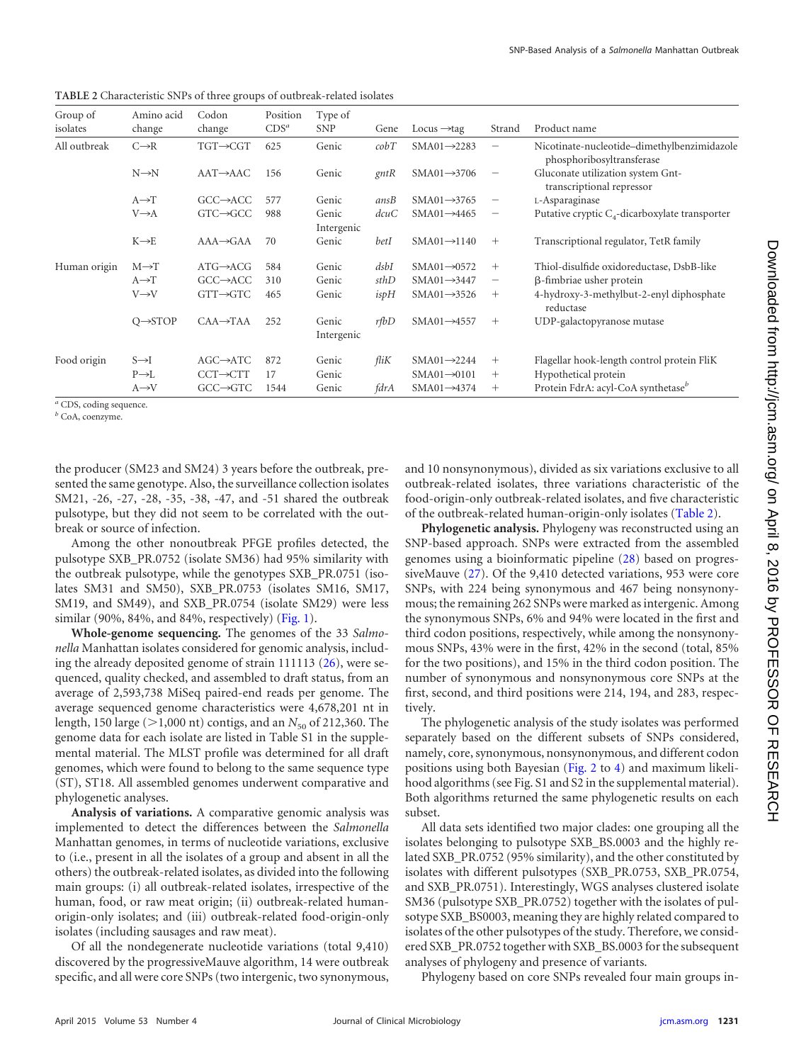**TABLE 2** Characteristic SNPs of three groups of outbreak-related isolates

| Group of isolates | Amino acid change | Codon change | Position CDS[a] | Type of SNP | Gene | Locus →tag | Strand | Product name |
|---|---|---|---|---|---|---|---|---|
| All outbreak | C→R | TGT→CGT | 625 | Genic | *cobT* | SMA01→2283 | − | Nicotinate-nucleotide–dimethylbenzimidazole phosphoribosyltransferase |
| | N→N | AAT→AAC | 156 | Genic | *gntR* | SMA01→3706 | − | Gluconate utilization system Gnt-transcriptional repressor |
| | A→T | GCC→ACC | 577 | Genic | *ansB* | SMA01→3765 | − | L-Asparaginase |
| | V→A | GTC→GCC | 988 | Genic Intergenic | *dcuC* | SMA01→4465 | − | Putative cryptic $C_4$-dicarboxylate transporter |
| | K→E | AAA→GAA | 70 | Genic | *betI* | SMA01→1140 | + | Transcriptional regulator, TetR family |
| Human origin | M→T | ATG→ACG | 584 | Genic | *dsbI* | SMA01→0572 | + | Thiol-disulfide oxidoreductase, DsbB-like |
| | A→T | GCC→ACC | 310 | Genic | *sthD* | SMA01→3447 | − | β-fimbriae usher protein |
| | V→V | GTT→GTC | 465 | Genic | *ispH* | SMA01→3526 | + | 4-hydroxy-3-methylbut-2-enyl diphosphate reductase |
| | Q→STOP | CAA→TAA | 252 | Genic Intergenic | *rfbD* | SMA01→4557 | + | UDP-galactopyranose mutase |
| Food origin | S→I | AGC→ATC | 872 | Genic | *fliK* | SMA01→2244 | + | Flagellar hook-length control protein FliK |
| | P→L | CCT→CTT | 17 | Genic | | SMA01→0101 | + | Hypothetical protein |
| | A→V | GCC→GTC | 1544 | Genic | *fdrA* | SMA01→4374 | + | Protein FdrA: acyl-CoA synthetase[b] |

[a] CDS, coding sequence.
[b] CoA, coenzyme.

the producer (SM23 and SM24) 3 years before the outbreak, presented the same genotype. Also, the surveillance collection isolates SM21, -26, -27, -28, -35, -38, -47, and -51 shared the outbreak pulsotype, but they did not seem to be correlated with the outbreak or source of infection.

Among the other nonoutbreak PFGE profiles detected, the pulsotype SXB_PR.0752 (isolate SM36) had 95% similarity with the outbreak pulsotype, while the genotypes SXB_PR.0751 (isolates SM31 and SM50), SXB_PR.0753 (isolates SM16, SM17, SM19, and SM49), and SXB_PR.0754 (isolate SM29) were less similar (90%, 84%, and 84%, respectively) (Fig. 1).

**Whole-genome sequencing.** The genomes of the 33 *Salmonella* Manhattan isolates considered for genomic analysis, including the already deposited genome of strain 111113 (26), were sequenced, quality checked, and assembled to draft status, from an average of 2,593,738 MiSeq paired-end reads per genome. The average sequenced genome characteristics were 4,678,201 nt in length, 150 large (>1,000 nt) contigs, and an $N_{50}$ of 212,360. The genome data for each isolate are listed in Table S1 in the supplemental material. The MLST profile was determined for all draft genomes, which were found to belong to the same sequence type (ST), ST18. All assembled genomes underwent comparative and phylogenetic analyses.

**Analysis of variations.** A comparative genomic analysis was implemented to detect the differences between the *Salmonella* Manhattan genomes, in terms of nucleotide variations, exclusive to (i.e., present in all the isolates of a group and absent in all the others) the outbreak-related isolates, as divided into the following main groups: (i) all outbreak-related isolates, irrespective of the human, food, or raw meat origin; (ii) outbreak-related human-origin-only isolates; and (iii) outbreak-related food-origin-only isolates (including sausages and raw meat).

Of all the nondegenerate nucleotide variations (total 9,410) discovered by the progressiveMauve algorithm, 14 were outbreak specific, and all were core SNPs (two intergenic, two synonymous, and 10 nonsynonymous), divided as six variations exclusive to all outbreak-related isolates, three variations characteristic of the food-origin-only outbreak-related isolates, and five characteristic of the outbreak-related human-origin-only isolates (Table 2).

**Phylogenetic analysis.** Phylogeny was reconstructed using an SNP-based approach. SNPs were extracted from the assembled genomes using a bioinformatic pipeline (28) based on progressiveMauve (27). Of the 9,410 detected variations, 953 were core SNPs, with 224 being synonymous and 467 being nonsynonymous; the remaining 262 SNPs were marked as intergenic. Among the synonymous SNPs, 6% and 94% were located in the first and third codon positions, respectively, while among the nonsynonymous SNPs, 43% were in the first, 42% in the second (total, 85% for the two positions), and 15% in the third codon position. The number of synonymous and nonsynonymous core SNPs at the first, second, and third positions were 214, 194, and 283, respectively.

The phylogenetic analysis of the study isolates was performed separately based on the different subsets of SNPs considered, namely, core, synonymous, nonsynonymous, and different codon positions using both Bayesian (Fig. 2 to 4) and maximum likelihood algorithms (see Fig. S1 and S2 in the supplemental material). Both algorithms returned the same phylogenetic results on each subset.

All data sets identified two major clades: one grouping all the isolates belonging to pulsotype SXB_BS.0003 and the highly related SXB_PR.0752 (95% similarity), and the other constituted by isolates with different pulsotypes (SXB_PR.0753, SXB_PR.0754, and SXB_PR.0751). Interestingly, WGS analyses clustered isolate SM36 (pulsotype SXB_PR.0752) together with the isolates of pulsotype SXB_BS0003, meaning they are highly related compared to isolates of the other pulsotypes of the study. Therefore, we considered SXB_PR.0752 together with SXB_BS.0003 for the subsequent analyses of phylogeny and presence of variants.

Phylogeny based on core SNPs revealed four main groups in-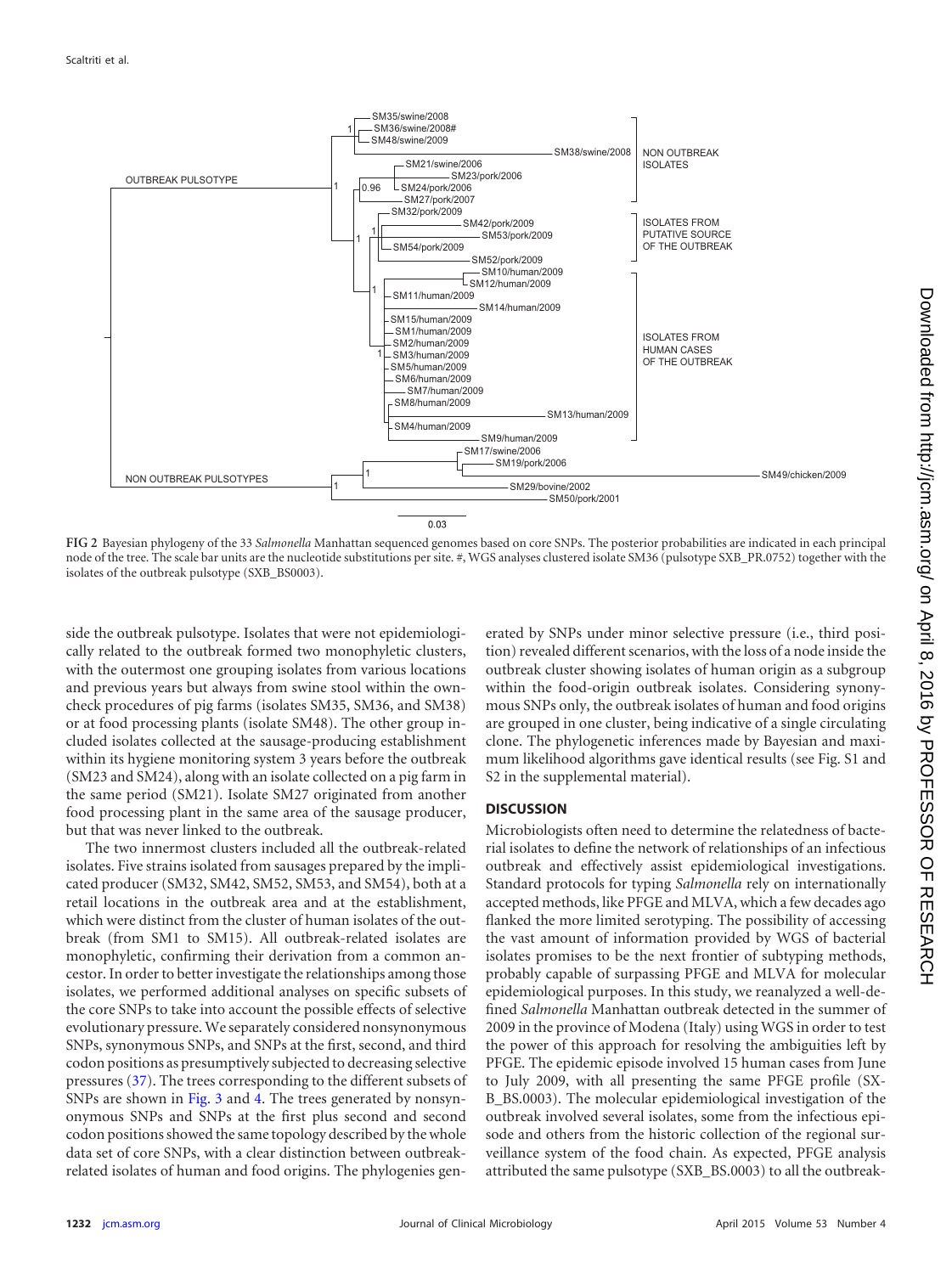**FIG 2** Bayesian phylogeny of the 33 *Salmonella* Manhattan sequenced genomes based on core SNPs. The posterior probabilities are indicated in each principal node of the tree. The scale bar units are the nucleotide substitutions per site. #, WGS analyses clustered isolate SM36 (pulsotype SXB_PR.0752) together with the isolates of the outbreak pulsotype (SXB_BS0003).

side the outbreak pulsotype. Isolates that were not epidemiologically related to the outbreak formed two monophyletic clusters, with the outermost one grouping isolates from various locations and previous years but always from swine stool within the own-check procedures of pig farms (isolates SM35, SM36, and SM38) or at food processing plants (isolate SM48). The other group included isolates collected at the sausage-producing establishment within its hygiene monitoring system 3 years before the outbreak (SM23 and SM24), along with an isolate collected on a pig farm in the same period (SM21). Isolate SM27 originated from another food processing plant in the same area of the sausage producer, but that was never linked to the outbreak.

The two innermost clusters included all the outbreak-related isolates. Five strains isolated from sausages prepared by the implicated producer (SM32, SM42, SM52, SM53, and SM54), both at a retail locations in the outbreak area and at the establishment, which were distinct from the cluster of human isolates of the outbreak (from SM1 to SM15). All outbreak-related isolates are monophyletic, confirming their derivation from a common ancestor. In order to better investigate the relationships among those isolates, we performed additional analyses on specific subsets of the core SNPs to take into account the possible effects of selective evolutionary pressure. We separately considered nonsynonymous SNPs, synonymous SNPs, and SNPs at the first, second, and third codon positions as presumptively subjected to decreasing selective pressures (37). The trees corresponding to the different subsets of SNPs are shown in Fig. 3 and 4. The trees generated by nonsynonymous SNPs and SNPs at the first plus second and second codon positions showed the same topology described by the whole data set of core SNPs, with a clear distinction between outbreak-related isolates of human and food origins. The phylogenies generated by SNPs under minor selective pressure (i.e., third position) revealed different scenarios, with the loss of a node inside the outbreak cluster showing isolates of human origin as a subgroup within the food-origin outbreak isolates. Considering synonymous SNPs only, the outbreak isolates of human and food origins are grouped in one cluster, being indicative of a single circulating clone. The phylogenetic inferences made by Bayesian and maximum likelihood algorithms gave identical results (see Fig. S1 and S2 in the supplemental material).

## DISCUSSION

Microbiologists often need to determine the relatedness of bacterial isolates to define the network of relationships of an infectious outbreak and effectively assist epidemiological investigations. Standard protocols for typing *Salmonella* rely on internationally accepted methods, like PFGE and MLVA, which a few decades ago flanked the more limited serotyping. The possibility of accessing the vast amount of information provided by WGS of bacterial isolates promises to be the next frontier of subtyping methods, probably capable of surpassing PFGE and MLVA for molecular epidemiological purposes. In this study, we reanalyzed a well-defined *Salmonella* Manhattan outbreak detected in the summer of 2009 in the province of Modena (Italy) using WGS in order to test the power of this approach for resolving the ambiguities left by PFGE. The epidemic episode involved 15 human cases from June to July 2009, with all presenting the same PFGE profile (SXB_BS.0003). The molecular epidemiological investigation of the outbreak involved several isolates, some from the infectious episode and others from the historic collection of the regional surveillance system of the food chain. As expected, PFGE analysis attributed the same pulsotype (SXB_BS.0003) to all the outbreak-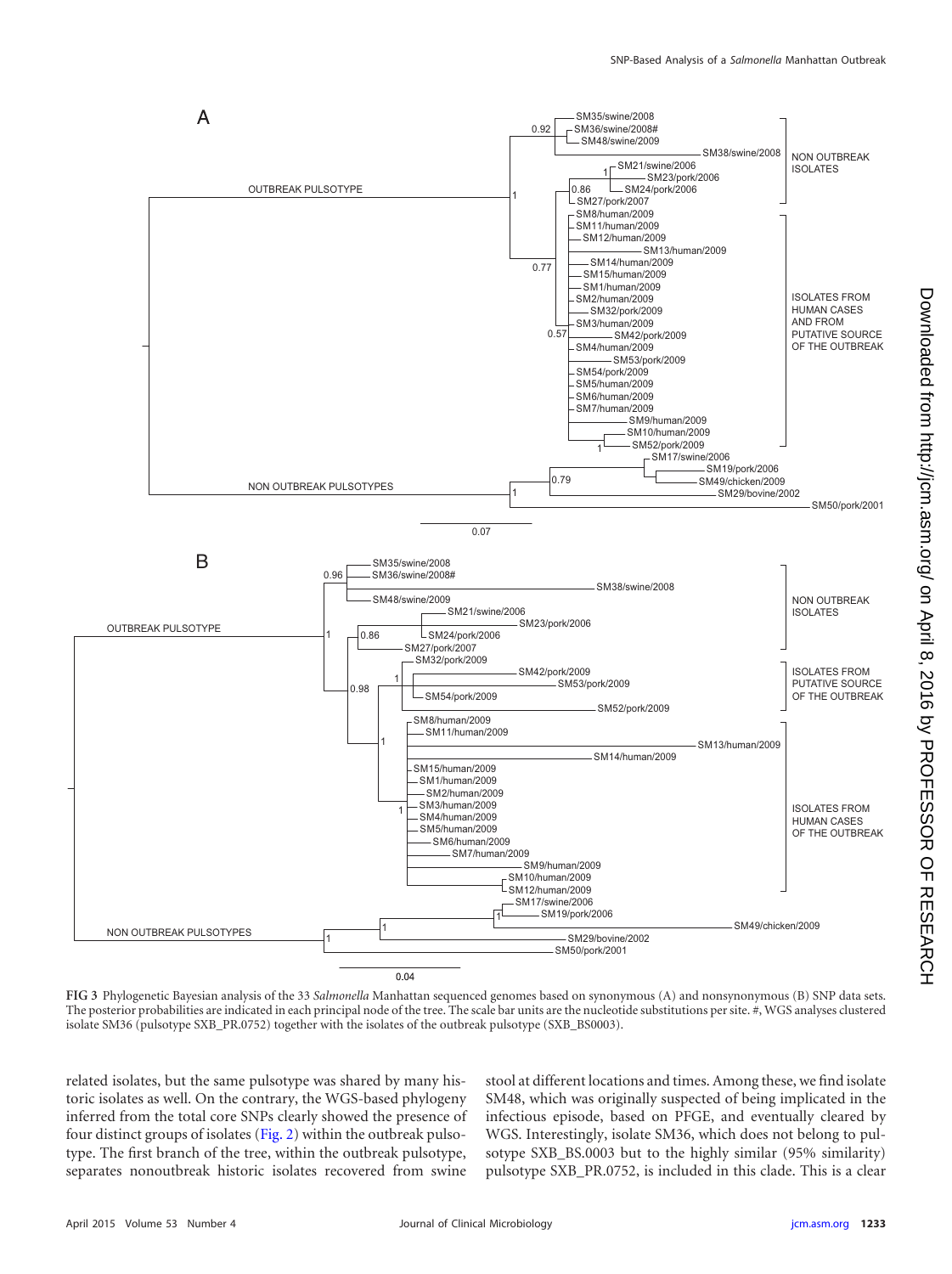FIG 3 Phylogenetic Bayesian analysis of the 33 *Salmonella* Manhattan sequenced genomes based on synonymous (A) and nonsynonymous (B) SNP data sets. The posterior probabilities are indicated in each principal node of the tree. The scale bar units are the nucleotide substitutions per site. #, WGS analyses clustered isolate SM36 (pulsotype SXB_PR.0752) together with the isolates of the outbreak pulsotype (SXB_BS0003).

related isolates, but the same pulsotype was shared by many historic isolates as well. On the contrary, the WGS-based phylogeny inferred from the total core SNPs clearly showed the presence of four distinct groups of isolates (Fig. 2) within the outbreak pulsotype. The first branch of the tree, within the outbreak pulsotype, separates nonoutbreak historic isolates recovered from swine stool at different locations and times. Among these, we find isolate SM48, which was originally suspected of being implicated in the infectious episode, based on PFGE, and eventually cleared by WGS. Interestingly, isolate SM36, which does not belong to pulsotype SXB_BS.0003 but to the highly similar (95% similarity) pulsotype SXB_PR.0752, is included in this clade. This is a clear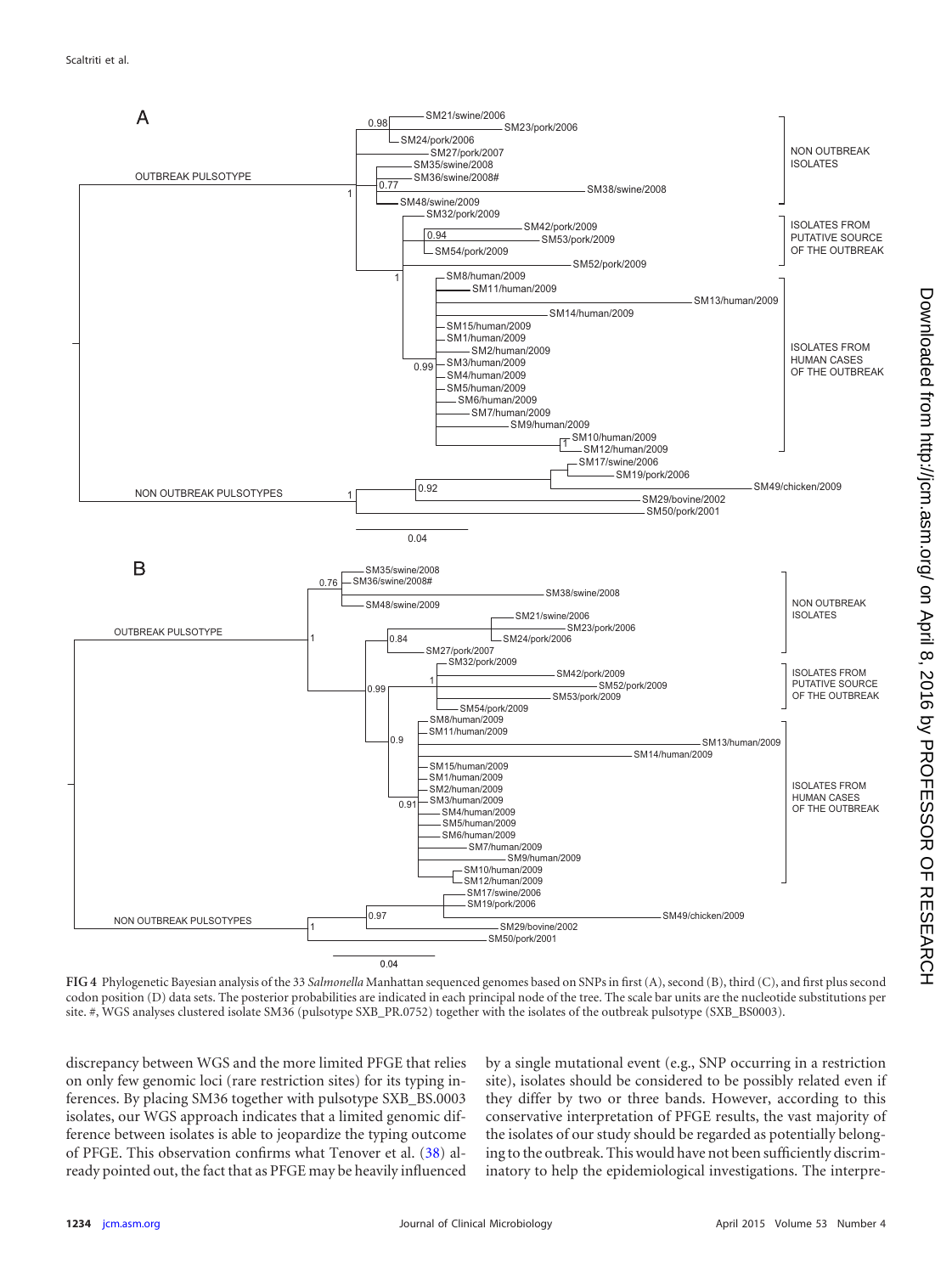**FIG 4** Phylogenetic Bayesian analysis of the 33 *Salmonella* Manhattan sequenced genomes based on SNPs in first (A), second (B), third (C), and first plus second codon position (D) data sets. The posterior probabilities are indicated in each principal node of the tree. The scale bar units are the nucleotide substitutions per site. #, WGS analyses clustered isolate SM36 (pulsotype SXB_PR.0752) together with the isolates of the outbreak pulsotype (SXB_BS0003).

discrepancy between WGS and the more limited PFGE that relies on only few genomic loci (rare restriction sites) for its typing inferences. By placing SM36 together with pulsotype SXB_BS.0003 isolates, our WGS approach indicates that a limited genomic difference between isolates is able to jeopardize the typing outcome of PFGE. This observation confirms what Tenover et al. (38) already pointed out, the fact that as PFGE may be heavily influenced by a single mutational event (e.g., SNP occurring in a restriction site), isolates should be considered to be possibly related even if they differ by two or three bands. However, according to this conservative interpretation of PFGE results, the vast majority of the isolates of our study should be regarded as potentially belonging to the outbreak. This would have not been sufficiently discriminatory to help the epidemiological investigations. The interpre-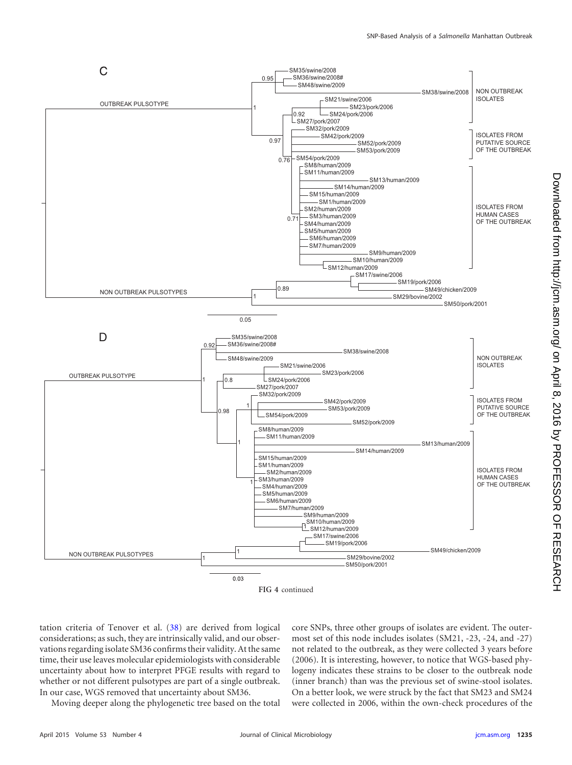FIG 4 continued

tation criteria of Tenover et al. (38) are derived from logical considerations; as such, they are intrinsically valid, and our observations regarding isolate SM36 confirms their validity. At the same time, their use leaves molecular epidemiologists with considerable uncertainty about how to interpret PFGE results with regard to whether or not different pulsotypes are part of a single outbreak. In our case, WGS removed that uncertainty about SM36.

Moving deeper along the phylogenetic tree based on the total core SNPs, three other groups of isolates are evident. The outermost set of this node includes isolates (SM21, -23, -24, and -27) not related to the outbreak, as they were collected 3 years before (2006). It is interesting, however, to notice that WGS-based phylogeny indicates these strains to be closer to the outbreak node (inner branch) than was the previous set of swine-stool isolates. On a better look, we were struck by the fact that SM23 and SM24 were collected in 2006, within the own-check procedures of the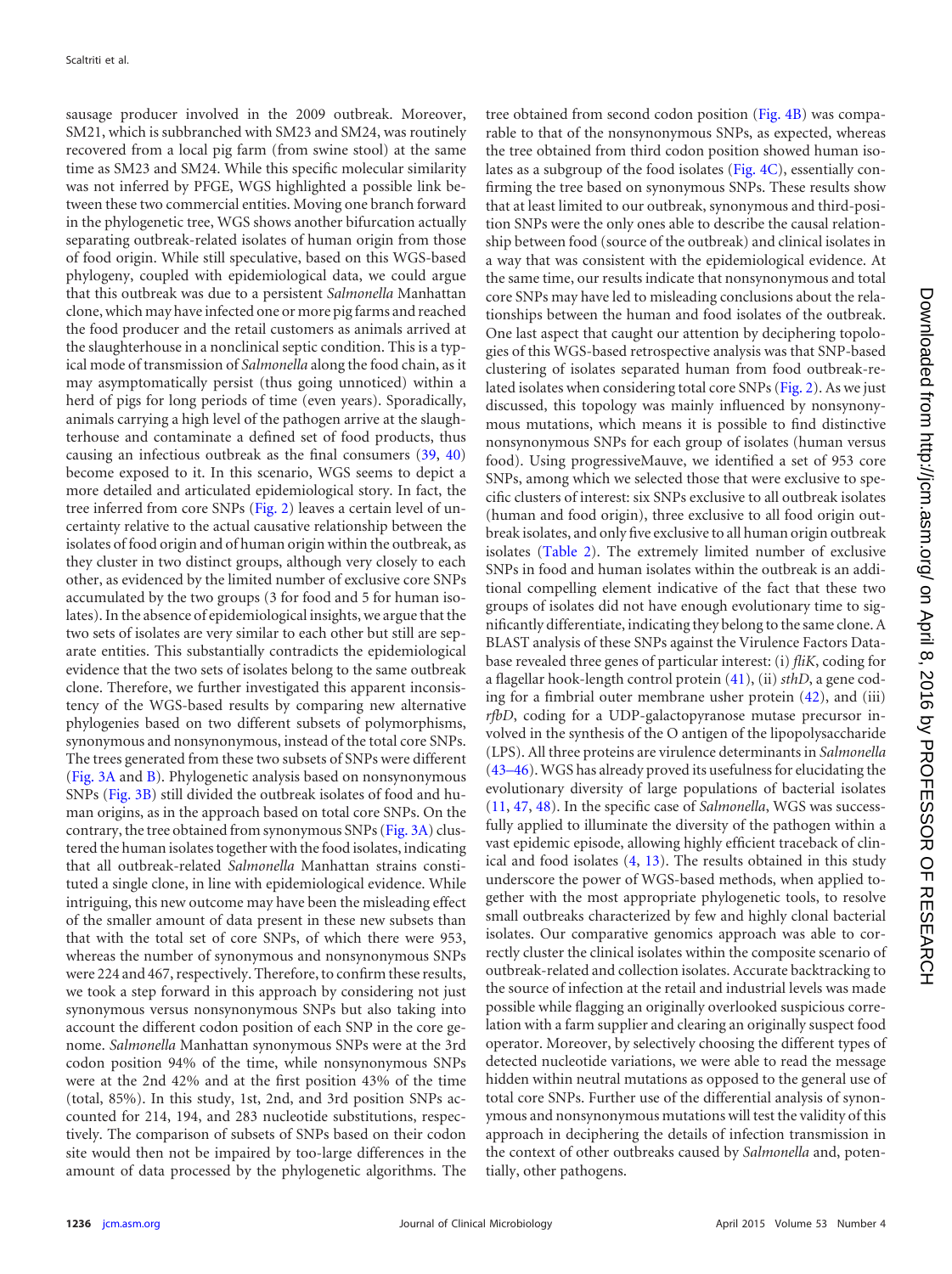sausage producer involved in the 2009 outbreak. Moreover, SM21, which is subbranched with SM23 and SM24, was routinely recovered from a local pig farm (from swine stool) at the same time as SM23 and SM24. While this specific molecular similarity was not inferred by PFGE, WGS highlighted a possible link between these two commercial entities. Moving one branch forward in the phylogenetic tree, WGS shows another bifurcation actually separating outbreak-related isolates of human origin from those of food origin. While still speculative, based on this WGS-based phylogeny, coupled with epidemiological data, we could argue that this outbreak was due to a persistent *Salmonella* Manhattan clone, which may have infected one or more pig farms and reached the food producer and the retail customers as animals arrived at the slaughterhouse in a nonclinical septic condition. This is a typical mode of transmission of *Salmonella* along the food chain, as it may asymptomatically persist (thus going unnoticed) within a herd of pigs for long periods of time (even years). Sporadically, animals carrying a high level of the pathogen arrive at the slaughterhouse and contaminate a defined set of food products, thus causing an infectious outbreak as the final consumers (39, 40) become exposed to it. In this scenario, WGS seems to depict a more detailed and articulated epidemiological story. In fact, the tree inferred from core SNPs (Fig. 2) leaves a certain level of uncertainty relative to the actual causative relationship between the isolates of food origin and of human origin within the outbreak, as they cluster in two distinct groups, although very closely to each other, as evidenced by the limited number of exclusive core SNPs accumulated by the two groups (3 for food and 5 for human isolates). In the absence of epidemiological insights, we argue that the two sets of isolates are very similar to each other but still are separate entities. This substantially contradicts the epidemiological evidence that the two sets of isolates belong to the same outbreak clone. Therefore, we further investigated this apparent inconsistency of the WGS-based results by comparing new alternative phylogenies based on two different subsets of polymorphisms, synonymous and nonsynonymous, instead of the total core SNPs. The trees generated from these two subsets of SNPs were different (Fig. 3A and B). Phylogenetic analysis based on nonsynonymous SNPs (Fig. 3B) still divided the outbreak isolates of food and human origins, as in the approach based on total core SNPs. On the contrary, the tree obtained from synonymous SNPs (Fig. 3A) clustered the human isolates together with the food isolates, indicating that all outbreak-related *Salmonella* Manhattan strains constituted a single clone, in line with epidemiological evidence. While intriguing, this new outcome may have been the misleading effect of the smaller amount of data present in these new subsets than that with the total set of core SNPs, of which there were 953, whereas the number of synonymous and nonsynonymous SNPs were 224 and 467, respectively. Therefore, to confirm these results, we took a step forward in this approach by considering not just synonymous versus nonsynonymous SNPs but also taking into account the different codon position of each SNP in the core genome. *Salmonella* Manhattan synonymous SNPs were at the 3rd codon position 94% of the time, while nonsynonymous SNPs were at the 2nd 42% and at the first position 43% of the time (total, 85%). In this study, 1st, 2nd, and 3rd position SNPs accounted for 214, 194, and 283 nucleotide substitutions, respectively. The comparison of subsets of SNPs based on their codon site would then not be impaired by too-large differences in the amount of data processed by the phylogenetic algorithms. The tree obtained from second codon position (Fig. 4B) was comparable to that of the nonsynonymous SNPs, as expected, whereas the tree obtained from third codon position showed human isolates as a subgroup of the food isolates (Fig. 4C), essentially confirming the tree based on synonymous SNPs. These results show that at least limited to our outbreak, synonymous and third-position SNPs were the only ones able to describe the causal relationship between food (source of the outbreak) and clinical isolates in a way that was consistent with the epidemiological evidence. At the same time, our results indicate that nonsynonymous and total core SNPs may have led to misleading conclusions about the relationships between the human and food isolates of the outbreak. One last aspect that caught our attention by deciphering topologies of this WGS-based retrospective analysis was that SNP-based clustering of isolates separated human from food outbreak-related isolates when considering total core SNPs (Fig. 2). As we just discussed, this topology was mainly influenced by nonsynonymous mutations, which means it is possible to find distinctive nonsynonymous SNPs for each group of isolates (human versus food). Using progressiveMauve, we identified a set of 953 core SNPs, among which we selected those that were exclusive to specific clusters of interest: six SNPs exclusive to all outbreak isolates (human and food origin), three exclusive to all food origin outbreak isolates, and only five exclusive to all human origin outbreak isolates (Table 2). The extremely limited number of exclusive SNPs in food and human isolates within the outbreak is an additional compelling element indicative of the fact that these two groups of isolates did not have enough evolutionary time to significantly differentiate, indicating they belong to the same clone. A BLAST analysis of these SNPs against the Virulence Factors Database revealed three genes of particular interest: (i) *fliK*, coding for a flagellar hook-length control protein (41), (ii) *sthD*, a gene coding for a fimbrial outer membrane usher protein (42), and (iii) *rfbD*, coding for a UDP-galactopyranose mutase precursor involved in the synthesis of the O antigen of the lipopolysaccharide (LPS). All three proteins are virulence determinants in *Salmonella* (43–46). WGS has already proved its usefulness for elucidating the evolutionary diversity of large populations of bacterial isolates (11, 47, 48). In the specific case of *Salmonella*, WGS was successfully applied to illuminate the diversity of the pathogen within a vast epidemic episode, allowing highly efficient traceback of clinical and food isolates (4, 13). The results obtained in this study underscore the power of WGS-based methods, when applied together with the most appropriate phylogenetic tools, to resolve small outbreaks characterized by few and highly clonal bacterial isolates. Our comparative genomics approach was able to correctly cluster the clinical isolates within the composite scenario of outbreak-related and collection isolates. Accurate backtracking to the source of infection at the retail and industrial levels was made possible while flagging an originally overlooked suspicious correlation with a farm supplier and clearing an originally suspect food operator. Moreover, by selectively choosing the different types of detected nucleotide variations, we were able to read the message hidden within neutral mutations as opposed to the general use of total core SNPs. Further use of the differential analysis of synonymous and nonsynonymous mutations will test the validity of this approach in deciphering the details of infection transmission in the context of other outbreaks caused by *Salmonella* and, potentially, other pathogens.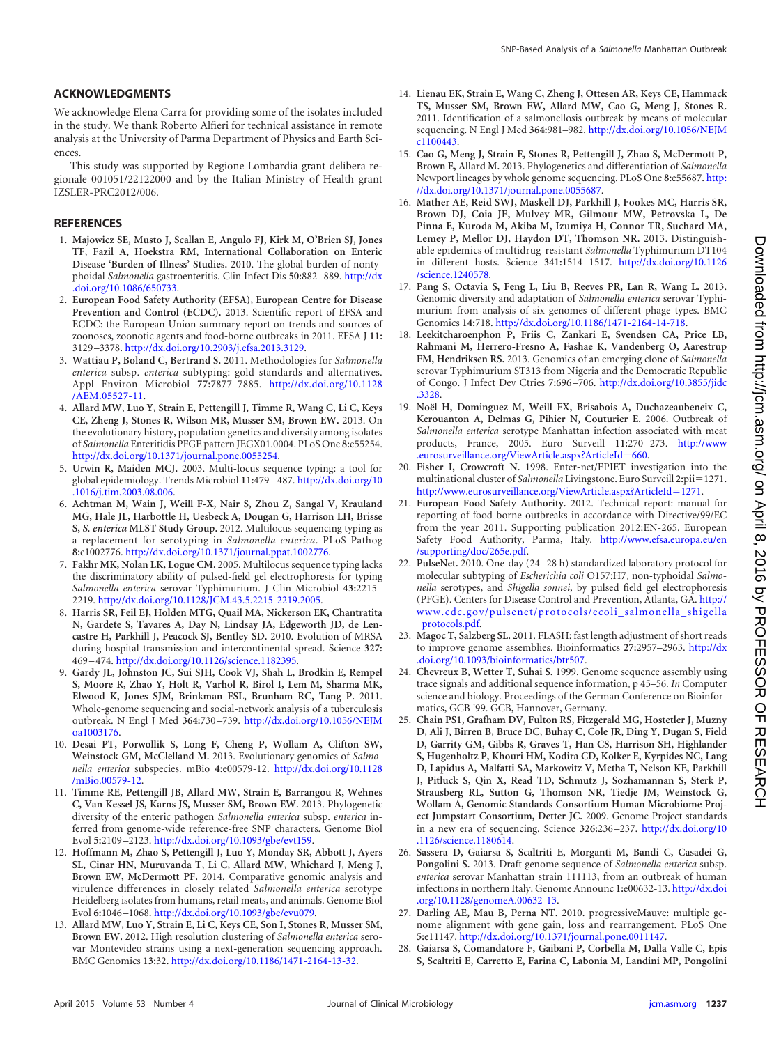## ACKNOWLEDGMENTS

We acknowledge Elena Carra for providing some of the isolates included in the study. We thank Roberto Alfieri for technical assistance in remote analysis at the University of Parma Department of Physics and Earth Sciences.

This study was supported by Regione Lombardia grant delibera regionale 001051/22122000 and by the Italian Ministry of Health grant IZSLER-PRC2012/006.

## REFERENCES

1. **Majowicz SE, Musto J, Scallan E, Angulo FJ, Kirk M, O'Brien SJ, Jones TF, Fazil A, Hoekstra RM, International Collaboration on Enteric Disease 'Burden of Illness' Studies.** 2010. The global burden of nontyphoidal *Salmonella* gastroenteritis. Clin Infect Dis **50:**882–889. http://dx.doi.org/10.1086/650733.
2. **European Food Safety Authority (EFSA), European Centre for Disease Prevention and Control (ECDC).** 2013. Scientific report of EFSA and ECDC: the European Union summary report on trends and sources of zoonoses, zoonotic agents and food-borne outbreaks in 2011. EFSA J **11:** 3129–3378. http://dx.doi.org/10.2903/j.efsa.2013.3129.
3. **Wattiau P, Boland C, Bertrand S.** 2011. Methodologies for *Salmonella enterica* subsp. *enterica* subtyping: gold standards and alternatives. Appl Environ Microbiol **77:**7877–7885. http://dx.doi.org/10.1128/AEM.05527-11.
4. **Allard MW, Luo Y, Strain E, Pettengill J, Timme R, Wang C, Li C, Keys CE, Zheng J, Stones R, Wilson MR, Musser SM, Brown EW.** 2013. On the evolutionary history, population genetics and diversity among isolates of *Salmonella* Enteritidis PFGE pattern JEGX01.0004. PLoS One **8:**e55254. http://dx.doi.org/10.1371/journal.pone.0055254.
5. **Urwin R, Maiden MCJ.** 2003. Multi-locus sequence typing: a tool for global epidemiology. Trends Microbiol **11:**479–487. http://dx.doi.org/10.1016/j.tim.2003.08.006.
6. **Achtman M, Wain J, Weill F-X, Nair S, Zhou Z, Sangal V, Krauland MG, Hale JL, Harbottle H, Uesbeck A, Dougan G, Harrison LH, Brisse S, *S. enterica* MLST Study Group.** 2012. Multilocus sequencing typing as a replacement for serotyping in *Salmonella enterica*. PLoS Pathog **8:**e1002776. http://dx.doi.org/10.1371/journal.ppat.1002776.
7. **Fakhr MK, Nolan LK, Logue CM.** 2005. Multilocus sequence typing lacks the discriminatory ability of pulsed-field gel electrophoresis for typing *Salmonella enterica* serovar Typhimurium. J Clin Microbiol **43:**2215–2219. http://dx.doi.org/10.1128/JCM.43.5.2215-2219.2005.
8. **Harris SR, Feil EJ, Holden MTG, Quail MA, Nickerson EK, Chantratita N, Gardete S, Tavares A, Day N, Lindsay JA, Edgeworth JD, de Lencastre H, Parkhill J, Peacock SJ, Bentley SD.** 2010. Evolution of MRSA during hospital transmission and intercontinental spread. Science **327:** 469–474. http://dx.doi.org/10.1126/science.1182395.
9. **Gardy JL, Johnston JC, Sui SJH, Cook VJ, Shah L, Brodkin E, Rempel S, Moore R, Zhao Y, Holt R, Varhol R, Birol I, Lem M, Sharma MK, Elwood K, Jones SJM, Brinkman FSL, Brunham RC, Tang P.** 2011. Whole-genome sequencing and social-network analysis of a tuberculosis outbreak. N Engl J Med **364:**730–739. http://dx.doi.org/10.1056/NEJMoa1003176.
10. **Desai PT, Porwollik S, Long F, Cheng P, Wollam A, Clifton SW, Weinstock GM, McClelland M.** 2013. Evolutionary genomics of *Salmonella enterica* subspecies. mBio **4:**e00579-12. http://dx.doi.org/10.1128/mBio.00579-12.
11. **Timme RE, Pettengill JB, Allard MW, Strain E, Barrangou R, Wehnes C, Van Kessel JS, Karns JS, Musser SM, Brown EW.** 2013. Phylogenetic diversity of the enteric pathogen *Salmonella enterica* subsp. *enterica* inferred from genome-wide reference-free SNP characters. Genome Biol Evol **5:**2109–2123. http://dx.doi.org/10.1093/gbe/evt159.
12. **Hoffmann M, Zhao S, Pettengill J, Luo Y, Monday SR, Abbott J, Ayers SL, Cinar HN, Muruvanda T, Li C, Allard MW, Whichard J, Meng J, Brown EW, McDermott PF.** 2014. Comparative genomic analysis and virulence differences in closely related *Salmonella enterica* serotype Heidelberg isolates from humans, retail meats, and animals. Genome Biol Evol **6:**1046–1068. http://dx.doi.org/10.1093/gbe/evu079.
13. **Allard MW, Luo Y, Strain E, Li C, Keys CE, Son I, Stones R, Musser SM, Brown EW.** 2012. High resolution clustering of *Salmonella enterica* serovar Montevideo strains using a next-generation sequencing approach. BMC Genomics **13:**32. http://dx.doi.org/10.1186/1471-2164-13-32.
14. **Lienau EK, Strain E, Wang C, Zheng J, Ottesen AR, Keys CE, Hammack TS, Musser SM, Brown EW, Allard MW, Cao G, Meng J, Stones R.** 2011. Identification of a salmonellosis outbreak by means of molecular sequencing. N Engl J Med **364:**981–982. http://dx.doi.org/10.1056/NEJMc1100443.
15. **Cao G, Meng J, Strain E, Stones R, Pettengill J, Zhao S, McDermott P, Brown E, Allard M.** 2013. Phylogenetics and differentiation of *Salmonella* Newport lineages by whole genome sequencing. PLoS One **8:**e55687. http://dx.doi.org/10.1371/journal.pone.0055687.
16. **Mather AE, Reid SWJ, Maskell DJ, Parkhill J, Fookes MC, Harris SR, Brown DJ, Coia JE, Mulvey MR, Gilmour MW, Petrovska L, De Pinna E, Kuroda M, Akiba M, Izumiya H, Connor TR, Suchard MA, Lemey P, Mellor DJ, Haydon DT, Thomson NR.** 2013. Distinguishable epidemics of multidrug-resistant *Salmonella* Typhimurium DT104 in different hosts. Science **341:**1514–1517. http://dx.doi.org/10.1126/science.1240578.
17. **Pang S, Octavia S, Feng L, Liu B, Reeves PR, Lan R, Wang L.** 2013. Genomic diversity and adaptation of *Salmonella enterica* serovar Typhimurium from analysis of six genomes of different phage types. BMC Genomics **14:**718. http://dx.doi.org/10.1186/1471-2164-14-718.
18. **Leekitcharoenphon P, Friis C, Zankari E, Svendsen CA, Price LB, Rahmani M, Herrero-Fresno A, Fashae K, Vandenberg O, Aarestrup FM, Hendriksen RS.** 2013. Genomics of an emerging clone of *Salmonella* serovar Typhimurium ST313 from Nigeria and the Democratic Republic of Congo. J Infect Dev Ctries **7:**696–706. http://dx.doi.org/10.3855/jidc.3328.
19. **Noël H, Dominguez M, Weill FX, Brisabois A, Duchazeaubeneix C, Kerouanton A, Delmas G, Pihier N, Couturier E.** 2006. Outbreak of *Salmonella enterica* serotype Manhattan infection associated with meat products, France, 2005. Euro Surveill **11:**270–273. http://www.eurosurveillance.org/ViewArticle.aspx?ArticleId=660.
20. **Fisher I, Crowcroft N.** 1998. Enter-net/EPIET investigation into the multinational cluster of *Salmonella* Livingstone. Euro Surveill **2:**pii=1271. http://www.eurosurveillance.org/ViewArticle.aspx?ArticleId=1271.
21. **European Food Safety Authority.** 2012. Technical report: manual for reporting of food-borne outbreaks in accordance with Directive/99/EC from the year 2011. Supporting publication 2012:EN-265. European Safety Food Authority, Parma, Italy. http://www.efsa.europa.eu/en/supporting/doc/265e.pdf.
22. **PulseNet.** 2010. One-day (24–28 h) standardized laboratory protocol for molecular subtyping of *Escherichia coli* O157:H7, non-typhoidal *Salmonella* serotypes, and *Shigella sonnei*, by pulsed field gel electrophoresis (PFGE). Centers for Disease Control and Prevention, Atlanta, GA. http://www.cdc.gov/pulsenet/protocols/ecoli_salmonella_shigella_protocols.pdf.
23. **Magoc T, Salzberg SL.** 2011. FLASH: fast length adjustment of short reads to improve genome assemblies. Bioinformatics **27:**2957–2963. http://dx.doi.org/10.1093/bioinformatics/btr507.
24. **Chevreux B, Wetter T, Suhai S.** 1999. Genome sequence assembly using trace signals and additional sequence information, p 45–56. *In* Computer science and biology. Proceedings of the German Conference on Bioinformatics, GCB '99. GCB, Hannover, Germany.
25. **Chain PS1, Grafham DV, Fulton RS, Fitzgerald MG, Hostetler J, Muzny D, Ali J, Birren B, Bruce DC, Buhay C, Cole JR, Ding Y, Dugan S, Field D, Garrity GM, Gibbs R, Graves T, Han CS, Harrison SH, Highlander S, Hugenholtz P, Khouri HM, Kodira CD, Kolker E, Kyrpides NC, Lang D, Lapidus A, Malfatti SA, Markowitz V, Metha T, Nelson KE, Parkhill J, Pitluck S, Qin X, Read TD, Schmutz J, Sozhamannan S, Sterk P, Strausberg RL, Sutton G, Thomson NR, Tiedje JM, Weinstock G, Wollam A, Genomic Standards Consortium Human Microbiome Project Jumpstart Consortium, Detter JC.** 2009. Genome Project standards in a new era of sequencing. Science **326:**236–237. http://dx.doi.org/10.1126/science.1180614.
26. **Sassera D, Gaiarsa S, Scaltriti E, Morganti M, Bandi C, Casadei G, Pongolini S.** 2013. Draft genome sequence of *Salmonella enterica* subsp. *enterica* serovar Manhattan strain 111113, from an outbreak of human infections in northern Italy. Genome Announc **1:**e00632-13. http://dx.doi.org/10.1128/genomeA.00632-13.
27. **Darling AE, Mau B, Perna NT.** 2010. progressiveMauve: multiple genome alignment with gene gain, loss and rearrangement. PLoS One **5:**e11147. http://dx.doi.org/10.1371/journal.pone.0011147.
28. **Gaiarsa S, Comandatore F, Gaibani P, Corbella M, Dalla Valle C, Epis S, Scaltriti E, Carretto E, Farina C, Labonia M, Landini MP, Pongolini**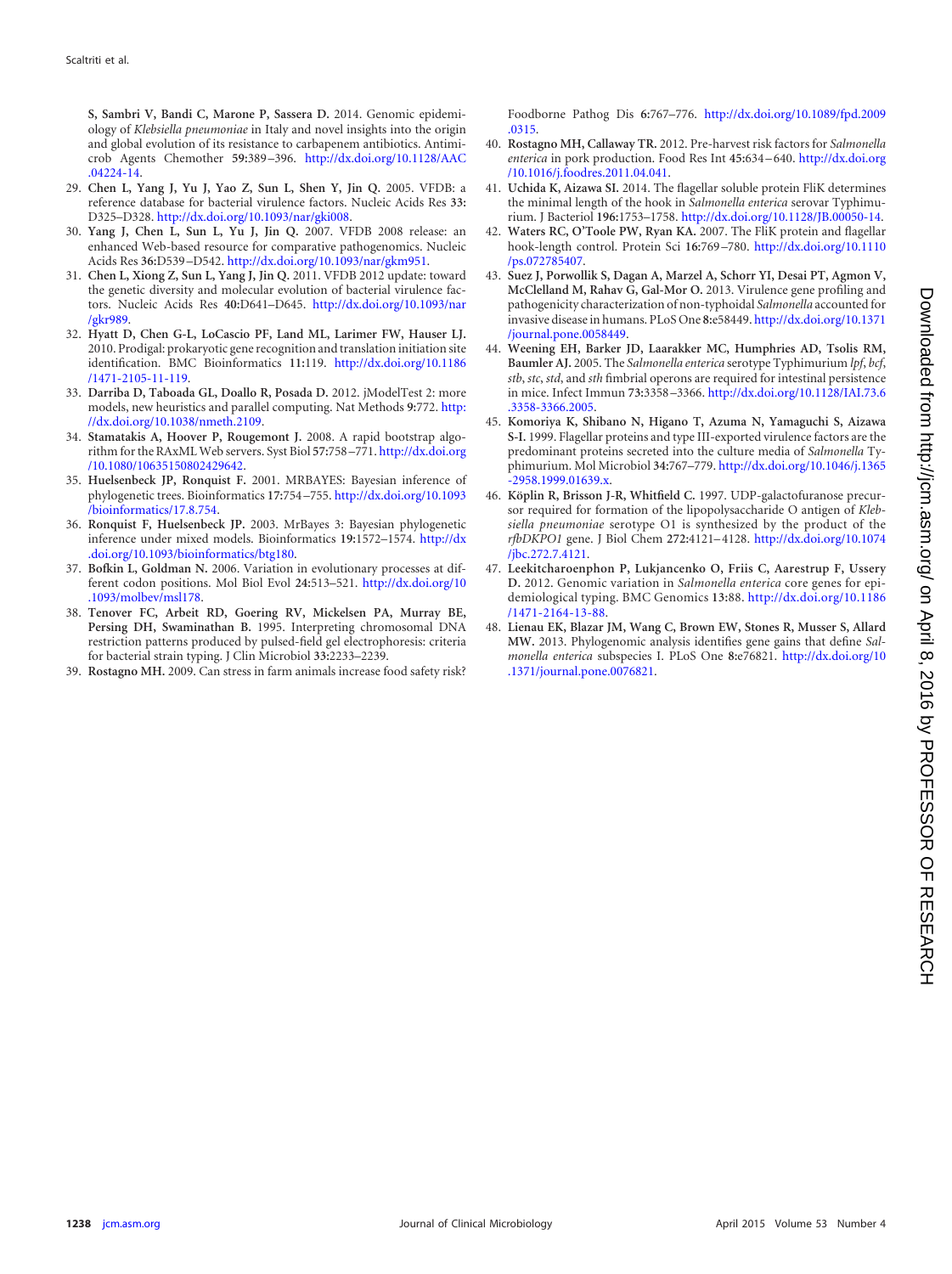S, Sambri V, Bandi C, Marone P, Sassera D. 2014. Genomic epidemiology of *Klebsiella pneumoniae* in Italy and novel insights into the origin and global evolution of its resistance to carbapenem antibiotics. Antimicrob Agents Chemother 59:389–396. http://dx.doi.org/10.1128/AAC.04224-14.

29. **Chen L, Yang J, Yu J, Yao Z, Sun L, Shen Y, Jin Q.** 2005. VFDB: a reference database for bacterial virulence factors. Nucleic Acids Res **33:**D325–D328. http://dx.doi.org/10.1093/nar/gki008.
30. **Yang J, Chen L, Sun L, Yu J, Jin Q.** 2007. VFDB 2008 release: an enhanced Web-based resource for comparative pathogenomics. Nucleic Acids Res **36:**D539–D542. http://dx.doi.org/10.1093/nar/gkm951.
31. **Chen L, Xiong Z, Sun L, Yang J, Jin Q.** 2011. VFDB 2012 update: toward the genetic diversity and molecular evolution of bacterial virulence factors. Nucleic Acids Res **40:**D641–D645. http://dx.doi.org/10.1093/nar/gkr989.
32. **Hyatt D, Chen G-L, LoCascio PF, Land ML, Larimer FW, Hauser LJ.** 2010. Prodigal: prokaryotic gene recognition and translation initiation site identification. BMC Bioinformatics **11:**119. http://dx.doi.org/10.1186/1471-2105-11-119.
33. **Darriba D, Taboada GL, Doallo R, Posada D.** 2012. jModelTest 2: more models, new heuristics and parallel computing. Nat Methods **9:**772. http://dx.doi.org/10.1038/nmeth.2109.
34. **Stamatakis A, Hoover P, Rougemont J.** 2008. A rapid bootstrap algorithm for the RAxML Web servers. Syst Biol **57:**758–771. http://dx.doi.org/10.1080/10635150802429642.
35. **Huelsenbeck JP, Ronquist F.** 2001. MRBAYES: Bayesian inference of phylogenetic trees. Bioinformatics **17:**754–755. http://dx.doi.org/10.1093/bioinformatics/17.8.754.
36. **Ronquist F, Huelsenbeck JP.** 2003. MrBayes 3: Bayesian phylogenetic inference under mixed models. Bioinformatics **19:**1572–1574. http://dx.doi.org/10.1093/bioinformatics/btg180.
37. **Bofkin L, Goldman N.** 2006. Variation in evolutionary processes at different codon positions. Mol Biol Evol **24:**513–521. http://dx.doi.org/10.1093/molbev/msl178.
38. **Tenover FC, Arbeit RD, Goering RV, Mickelsen PA, Murray BE, Persing DH, Swaminathan B.** 1995. Interpreting chromosomal DNA restriction patterns produced by pulsed-field gel electrophoresis: criteria for bacterial strain typing. J Clin Microbiol **33:**2233–2239.
39. **Rostagno MH.** 2009. Can stress in farm animals increase food safety risk? Foodborne Pathog Dis **6:**767–776. http://dx.doi.org/10.1089/fpd.2009.0315.
40. **Rostagno MH, Callaway TR.** 2012. Pre-harvest risk factors for *Salmonella enterica* in pork production. Food Res Int **45:**634–640. http://dx.doi.org/10.1016/j.foodres.2011.04.041.
41. **Uchida K, Aizawa SI.** 2014. The flagellar soluble protein FliK determines the minimal length of the hook in *Salmonella enterica* serovar Typhimurium. J Bacteriol **196:**1753–1758. http://dx.doi.org/10.1128/JB.00050-14.
42. **Waters RC, O'Toole PW, Ryan KA.** 2007. The FliK protein and flagellar hook-length control. Protein Sci **16:**769–780. http://dx.doi.org/10.1110/ps.072785407.
43. **Suez J, Porwollik S, Dagan A, Marzel A, Schorr YI, Desai PT, Agmon V, McClelland M, Rahav G, Gal-Mor O.** 2013. Virulence gene profiling and pathogenicity characterization of non-typhoidal *Salmonella* accounted for invasive disease in humans. PLoS One **8:**e58449. http://dx.doi.org/10.1371/journal.pone.0058449.
44. **Weening EH, Barker JD, Laarakker MC, Humphries AD, Tsolis RM, Baumler AJ.** 2005. The *Salmonella enterica* serotype Typhimurium *lpf*, *bcf*, *stb*, *stc*, *std*, and *sth* fimbrial operons are required for intestinal persistence in mice. Infect Immun **73:**3358–3366. http://dx.doi.org/10.1128/IAI.73.6.3358-3366.2005.
45. **Komoriya K, Shibano N, Higano T, Azuma N, Yamaguchi S, Aizawa S-I.** 1999. Flagellar proteins and type III-exported virulence factors are the predominant proteins secreted into the culture media of *Salmonella* Typhimurium. Mol Microbiol **34:**767–779. http://dx.doi.org/10.1046/j.1365-2958.1999.01639.x.
46. **Köplin R, Brisson J-R, Whitfield C.** 1997. UDP-galactofuranose precursor required for formation of the lipopolysaccharide O antigen of *Klebsiella pneumoniae* serotype O1 is synthesized by the product of the *rfbDKPO1* gene. J Biol Chem **272:**4121–4128. http://dx.doi.org/10.1074/jbc.272.7.4121.
47. **Leekitcharoenphon P, Lukjancenko O, Friis C, Aarestrup F, Ussery D.** 2012. Genomic variation in *Salmonella enterica* core genes for epidemiological typing. BMC Genomics **13:**88. http://dx.doi.org/10.1186/1471-2164-13-88.
48. **Lienau EK, Blazar JM, Wang C, Brown EW, Stones R, Musser S, Allard MW.** 2013. Phylogenomic analysis identifies gene gains that define *Salmonella enterica* subspecies I. PLoS One **8:**e76821. http://dx.doi.org/10.1371/journal.pone.0076821.